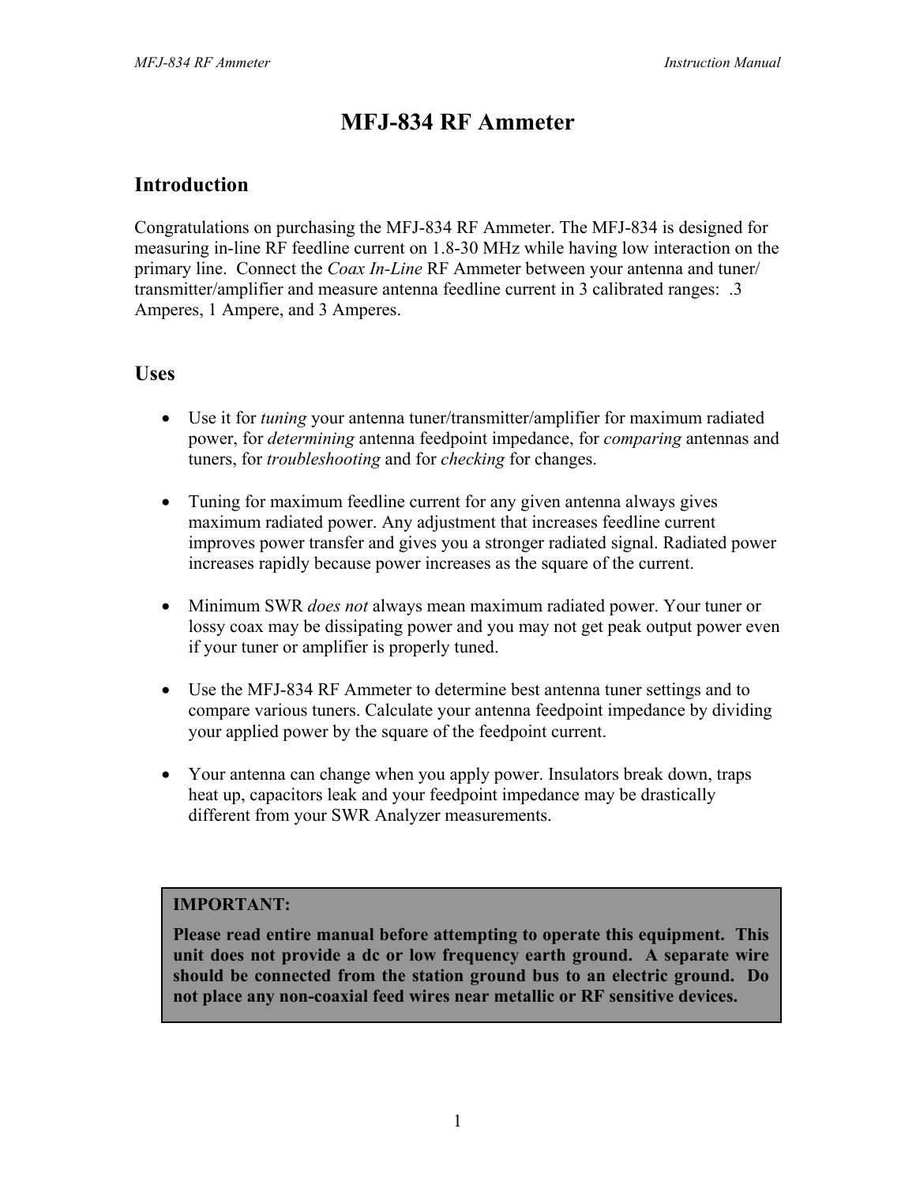# MFJ-834 RF Ammeter

## Introduction

Congratulations on purchasing the MFJ-834 RF Ammeter. The MFJ-834 is designed for measuring in-line RF feedline current on 1.8-30 MHz while having low interaction on the primary line. Connect the *Coax In-Line* RF Ammeter between your antenna and tuner/ transmitter/amplifier and measure antenna feedline current in 3 calibrated ranges: .3 Amperes, 1 Ampere, and 3 Amperes.

## Uses

- Use it for *tuning* your antenna tuner/transmitter/amplifier for maximum radiated power, for *determining* antenna feedpoint impedance, for *comparing* antennas and tuners, for *troubleshooting* and for *checking* for changes.

- Tuning for maximum feedline current for any given antenna always gives maximum radiated power. Any adjustment that increases feedline current improves power transfer and gives you a stronger radiated signal. Radiated power increases rapidly because power increases as the square of the current.

- Minimum SWR *does not* always mean maximum radiated power. Your tuner or lossy coax may be dissipating power and you may not get peak output power even if your tuner or amplifier is properly tuned.

- Use the MFJ-834 RF Ammeter to determine best antenna tuner settings and to compare various tuners. Calculate your antenna feedpoint impedance by dividing your applied power by the square of the feedpoint current.

- Your antenna can change when you apply power. Insulators break down, traps heat up, capacitors leak and your feedpoint impedance may be drastically different from your SWR Analyzer measurements.

**IMPORTANT:**

**Please read entire manual before attempting to operate this equipment. This unit does not provide a dc or low frequency earth ground. A separate wire should be connected from the station ground bus to an electric ground. Do not place any non-coaxial feed wires near metallic or RF sensitive devices.**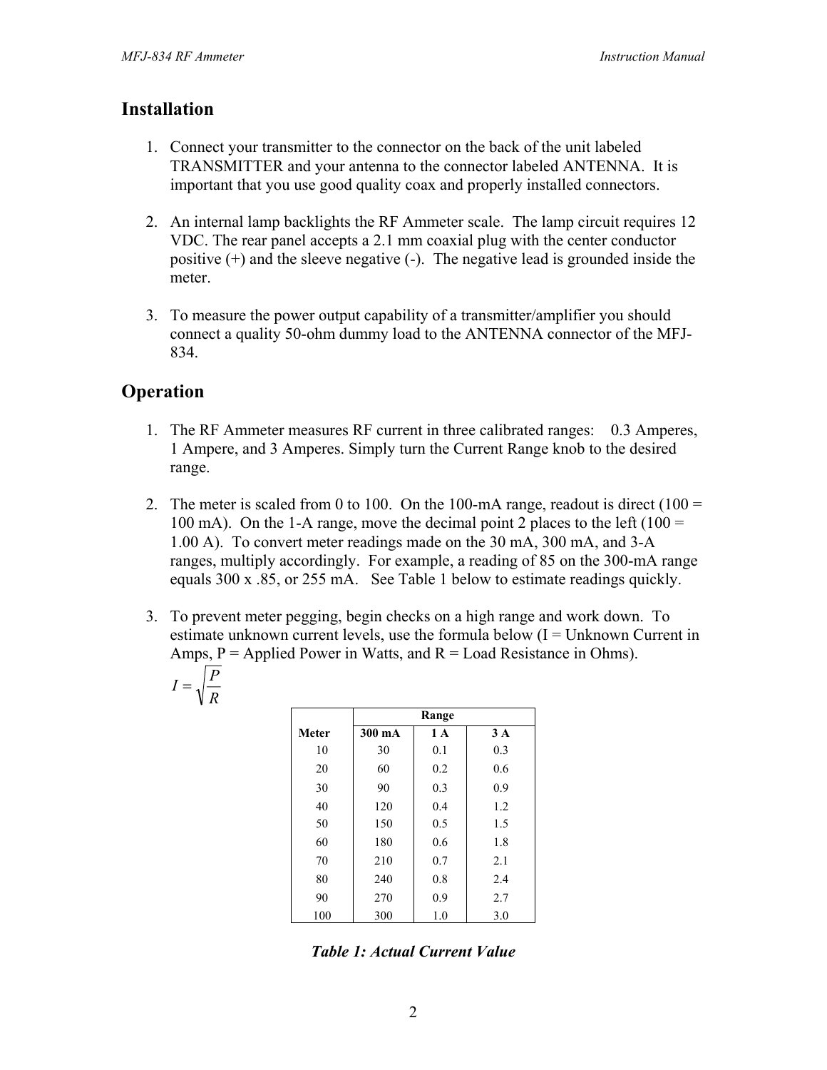## Installation

1. Connect your transmitter to the connector on the back of the unit labeled TRANSMITTER and your antenna to the connector labeled ANTENNA. It is important that you use good quality coax and properly installed connectors.

2. An internal lamp backlights the RF Ammeter scale. The lamp circuit requires 12 VDC. The rear panel accepts a 2.1 mm coaxial plug with the center conductor positive (+) and the sleeve negative (-). The negative lead is grounded inside the meter.

3. To measure the power output capability of a transmitter/amplifier you should connect a quality 50-ohm dummy load to the ANTENNA connector of the MFJ-834.

## Operation

1. The RF Ammeter measures RF current in three calibrated ranges: 0.3 Amperes, 1 Ampere, and 3 Amperes. Simply turn the Current Range knob to the desired range.

2. The meter is scaled from 0 to 100. On the 100-mA range, readout is direct (100 = 100 mA). On the 1-A range, move the decimal point 2 places to the left (100 = 1.00 A). To convert meter readings made on the 30 mA, 300 mA, and 3-A ranges, multiply accordingly. For example, a reading of 85 on the 300-mA range equals 300 x .85, or 255 mA. See Table 1 below to estimate readings quickly.

3. To prevent meter pegging, begin checks on a high range and work down. To estimate unknown current levels, use the formula below (I = Unknown Current in Amps, P = Applied Power in Watts, and R = Load Resistance in Ohms).

$$I = \sqrt{\frac{P}{R}}$$

| | Range | | |
|---|---|---|---|
| **Meter** | **300 mA** | **1 A** | **3 A** |
| 10 | 30 | 0.1 | 0.3 |
| 20 | 60 | 0.2 | 0.6 |
| 30 | 90 | 0.3 | 0.9 |
| 40 | 120 | 0.4 | 1.2 |
| 50 | 150 | 0.5 | 1.5 |
| 60 | 180 | 0.6 | 1.8 |
| 70 | 210 | 0.7 | 2.1 |
| 80 | 240 | 0.8 | 2.4 |
| 90 | 270 | 0.9 | 2.7 |
| 100 | 300 | 1.0 | 3.0 |

***Table 1: Actual Current Value***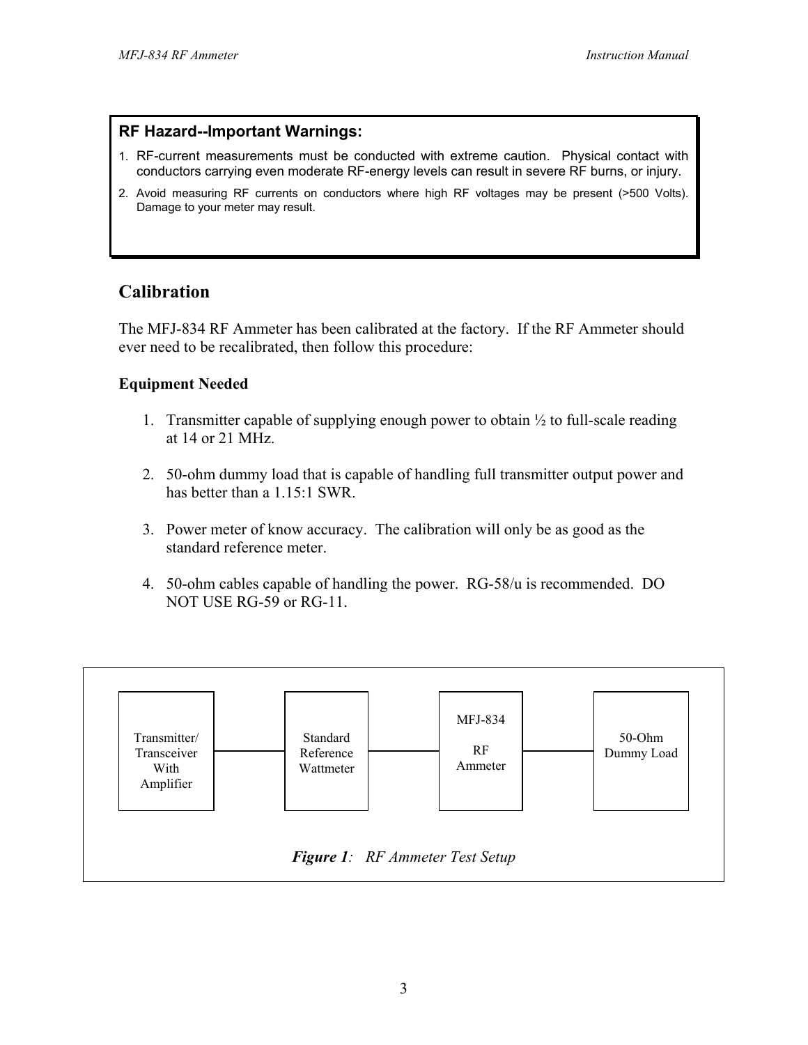**RF Hazard--Important Warnings:**

1. RF-current measurements must be conducted with extreme caution. Physical contact with conductors carrying even moderate RF-energy levels can result in severe RF burns, or injury.
2. Avoid measuring RF currents on conductors where high RF voltages may be present (>500 Volts). Damage to your meter may result.

## Calibration

The MFJ-834 RF Ammeter has been calibrated at the factory. If the RF Ammeter should ever need to be recalibrated, then follow this procedure:

### Equipment Needed

1. Transmitter capable of supplying enough power to obtain ½ to full-scale reading at 14 or 21 MHz.

2. 50-ohm dummy load that is capable of handling full transmitter output power and has better than a 1.15:1 SWR.

3. Power meter of know accuracy. The calibration will only be as good as the standard reference meter.

4. 50-ohm cables capable of handling the power. RG-58/u is recommended. DO NOT USE RG-59 or RG-11.

Transmitter/ Transceiver With Amplifier — Standard Reference Wattmeter — MFJ-834 RF Ammeter — 50-Ohm Dummy Load

***Figure 1**: RF Ammeter Test Setup*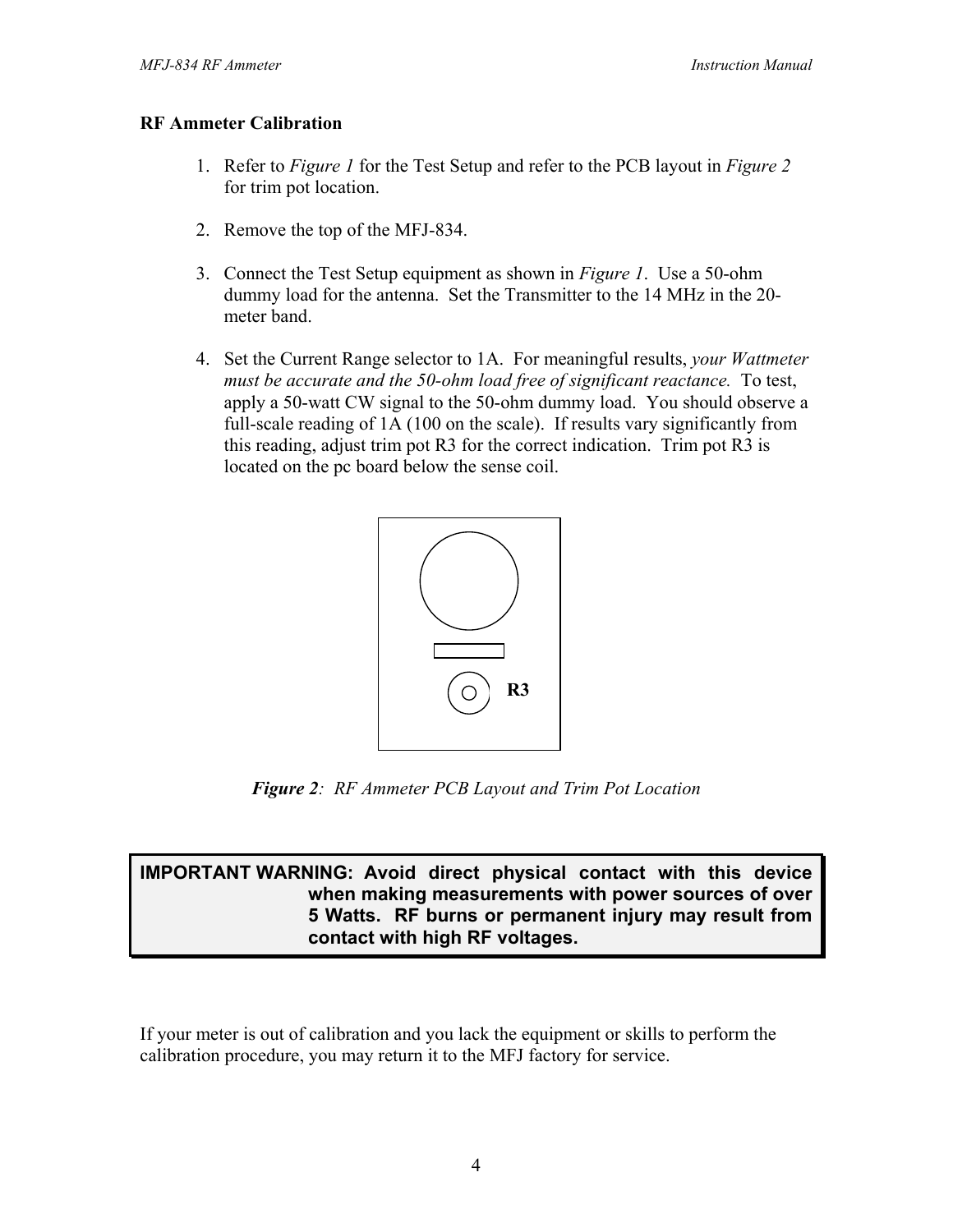## RF Ammeter Calibration

1. Refer to *Figure 1* for the Test Setup and refer to the PCB layout in *Figure 2* for trim pot location.

2. Remove the top of the MFJ-834.

3. Connect the Test Setup equipment as shown in *Figure 1*. Use a 50-ohm dummy load for the antenna. Set the Transmitter to the 14 MHz in the 20-meter band.

4. Set the Current Range selector to 1A. For meaningful results, *your Wattmeter must be accurate and the 50-ohm load free of significant reactance.* To test, apply a 50-watt CW signal to the 50-ohm dummy load. You should observe a full-scale reading of 1A (100 on the scale). If results vary significantly from this reading, adjust trim pot R3 for the correct indication. Trim pot R3 is located on the pc board below the sense coil.

R3

***Figure 2**: RF Ammeter PCB Layout and Trim Pot Location*

> **IMPORTANT WARNING: Avoid direct physical contact with this device when making measurements with power sources of over 5 Watts. RF burns or permanent injury may result from contact with high RF voltages.**

If your meter is out of calibration and you lack the equipment or skills to perform the calibration procedure, you may return it to the MFJ factory for service.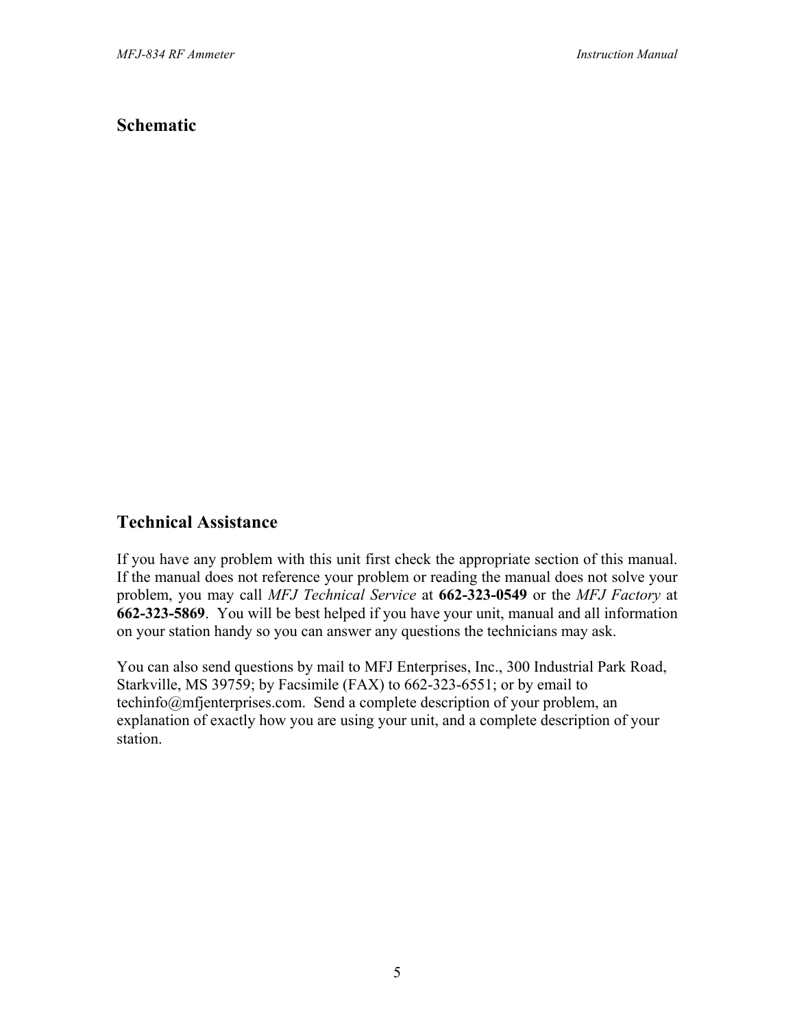## Schematic

## Technical Assistance

If you have any problem with this unit first check the appropriate section of this manual. If the manual does not reference your problem or reading the manual does not solve your problem, you may call *MFJ Technical Service* at **662-323-0549** or the *MFJ Factory* at **662-323-5869**. You will be best helped if you have your unit, manual and all information on your station handy so you can answer any questions the technicians may ask.

You can also send questions by mail to MFJ Enterprises, Inc., 300 Industrial Park Road, Starkville, MS 39759; by Facsimile (FAX) to 662-323-6551; or by email to techinfo@mfjenterprises.com. Send a complete description of your problem, an explanation of exactly how you are using your unit, and a complete description of your station.